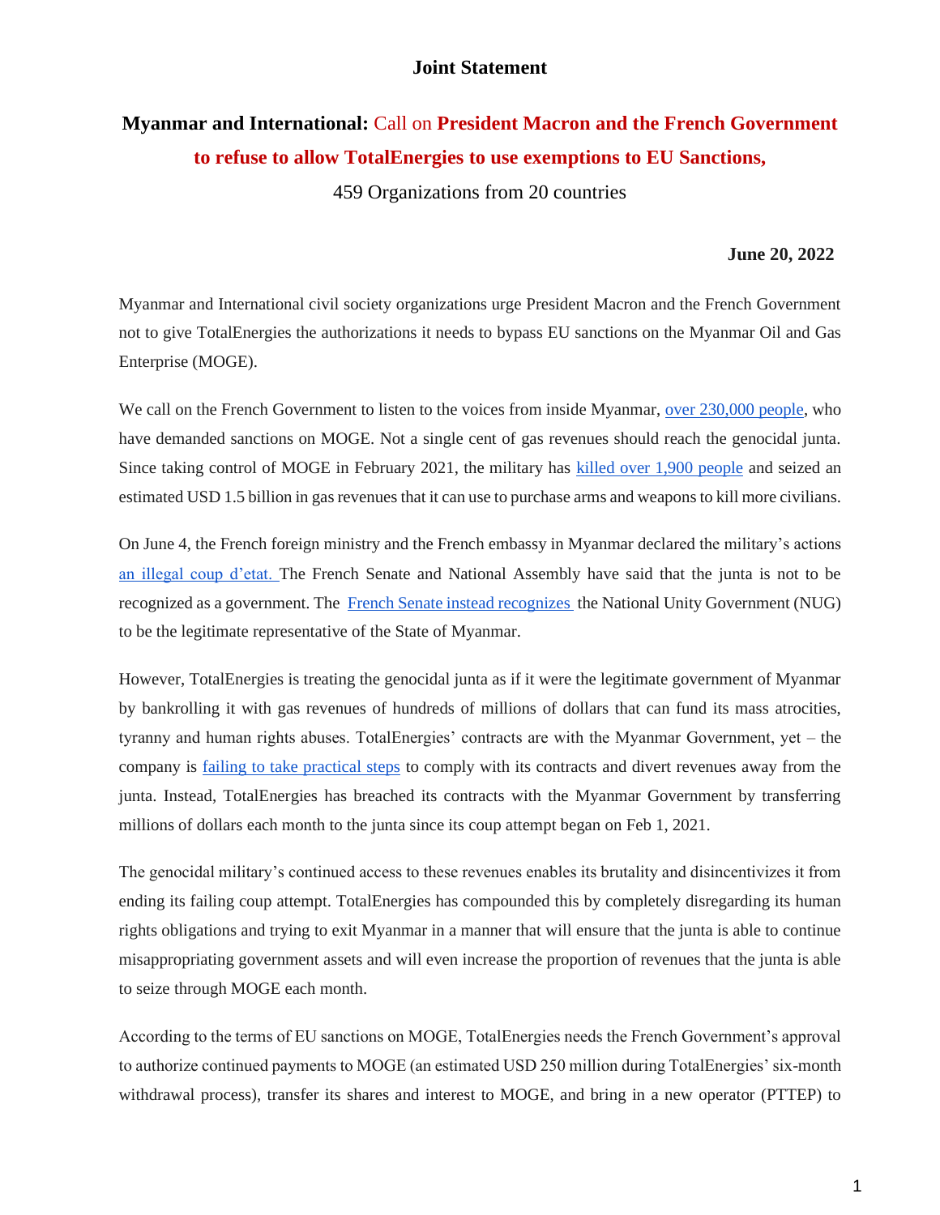## Joint Statement

# Myanmar and International: Call on President Macron and the French Government to refuse to allow TotalEnergies to use exemptions to EU Sanctions,

459 Organizations from 20 countries

**June 20, 2022**

Myanmar and International civil society organizations urge President Macron and the French Government not to give TotalEnergies the authorizations it needs to bypass EU sanctions on the Myanmar Oil and Gas Enterprise (MOGE).

We call on the French Government to listen to the voices from inside Myanmar, over 230,000 people, who have demanded sanctions on MOGE. Not a single cent of gas revenues should reach the genocidal junta. Since taking control of MOGE in February 2021, the military has killed over 1,900 people and seized an estimated USD 1.5 billion in gas revenues that it can use to purchase arms and weapons to kill more civilians.

On June 4, the French foreign ministry and the French embassy in Myanmar declared the military's actions an illegal coup d'etat. The French Senate and National Assembly have said that the junta is not to be recognized as a government. The French Senate instead recognizes the National Unity Government (NUG) to be the legitimate representative of the State of Myanmar.

However, TotalEnergies is treating the genocidal junta as if it were the legitimate government of Myanmar by bankrolling it with gas revenues of hundreds of millions of dollars that can fund its mass atrocities, tyranny and human rights abuses. TotalEnergies' contracts are with the Myanmar Government, yet – the company is failing to take practical steps to comply with its contracts and divert revenues away from the junta. Instead, TotalEnergies has breached its contracts with the Myanmar Government by transferring millions of dollars each month to the junta since its coup attempt began on Feb 1, 2021.

The genocidal military's continued access to these revenues enables its brutality and disincentivizes it from ending its failing coup attempt. TotalEnergies has compounded this by completely disregarding its human rights obligations and trying to exit Myanmar in a manner that will ensure that the junta is able to continue misappropriating government assets and will even increase the proportion of revenues that the junta is able to seize through MOGE each month.

According to the terms of EU sanctions on MOGE, TotalEnergies needs the French Government's approval to authorize continued payments to MOGE (an estimated USD 250 million during TotalEnergies' six-month withdrawal process), transfer its shares and interest to MOGE, and bring in a new operator (PTTEP) to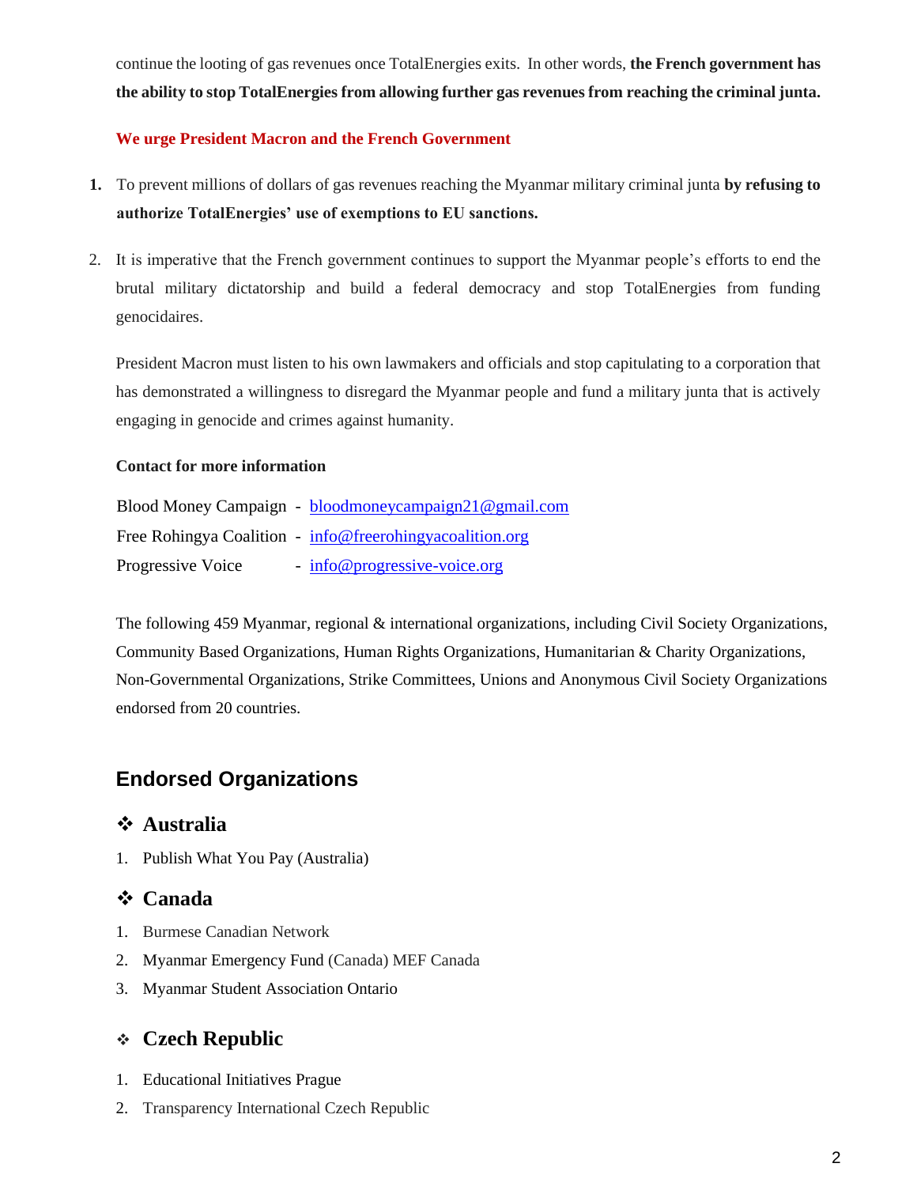continue the looting of gas revenues once TotalEnergies exits. In other words, **the French government has the ability to stop TotalEnergies from allowing further gas revenues from reaching the criminal junta.**

**We urge President Macron and the French Government**

1. To prevent millions of dollars of gas revenues reaching the Myanmar military criminal junta **by refusing to authorize TotalEnergies' use of exemptions to EU sanctions.**

2. It is imperative that the French government continues to support the Myanmar people's efforts to end the brutal military dictatorship and build a federal democracy and stop TotalEnergies from funding genocidaires.

President Macron must listen to his own lawmakers and officials and stop capitulating to a corporation that has demonstrated a willingness to disregard the Myanmar people and fund a military junta that is actively engaging in genocide and crimes against humanity.

**Contact for more information**

Blood Money Campaign - bloodmoneycampaign21@gmail.com
Free Rohingya Coalition - info@freerohingyacoalition.org
Progressive Voice - info@progressive-voice.org

The following 459 Myanmar, regional & international organizations, including Civil Society Organizations, Community Based Organizations, Human Rights Organizations, Humanitarian & Charity Organizations, Non-Governmental Organizations, Strike Committees, Unions and Anonymous Civil Society Organizations endorsed from 20 countries.

## Endorsed Organizations

### ❖ Australia

1. Publish What You Pay (Australia)

### ❖ Canada

1. Burmese Canadian Network
2. Myanmar Emergency Fund (Canada) MEF Canada
3. Myanmar Student Association Ontario

### ❖ Czech Republic

1. Educational Initiatives Prague
2. Transparency International Czech Republic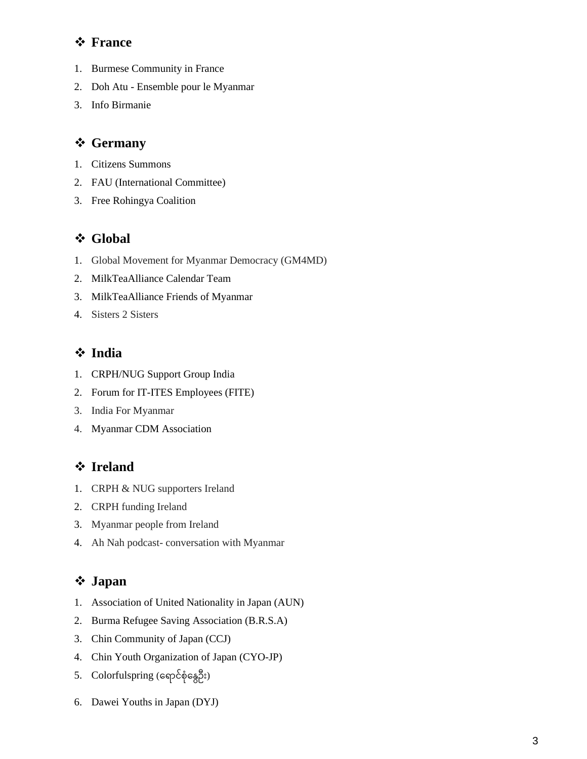## ❖ France

1. Burmese Community in France
2. Doh Atu - Ensemble pour le Myanmar
3. Info Birmanie

## ❖ Germany

1. Citizens Summons
2. FAU (International Committee)
3. Free Rohingya Coalition

## ❖ Global

1. Global Movement for Myanmar Democracy (GM4MD)
2. MilkTeaAlliance Calendar Team
3. MilkTeaAlliance Friends of Myanmar
4. Sisters 2 Sisters

## ❖ India

1. CRPH/NUG Support Group India
2. Forum for IT-ITES Employees (FITE)
3. India For Myanmar
4. Myanmar CDM Association

## ❖ Ireland

1. CRPH & NUG supporters Ireland
2. CRPH funding Ireland
3. Myanmar people from Ireland
4. Ah Nah podcast- conversation with Myanmar

## ❖ Japan

1. Association of United Nationality in Japan (AUN)
2. Burma Refugee Saving Association (B.R.S.A)
3. Chin Community of Japan (CCJ)
4. Chin Youth Organization of Japan (CYO-JP)
5. Colorfulspring (ရောင်စုံနွေဦး)
6. Dawei Youths in Japan (DYJ)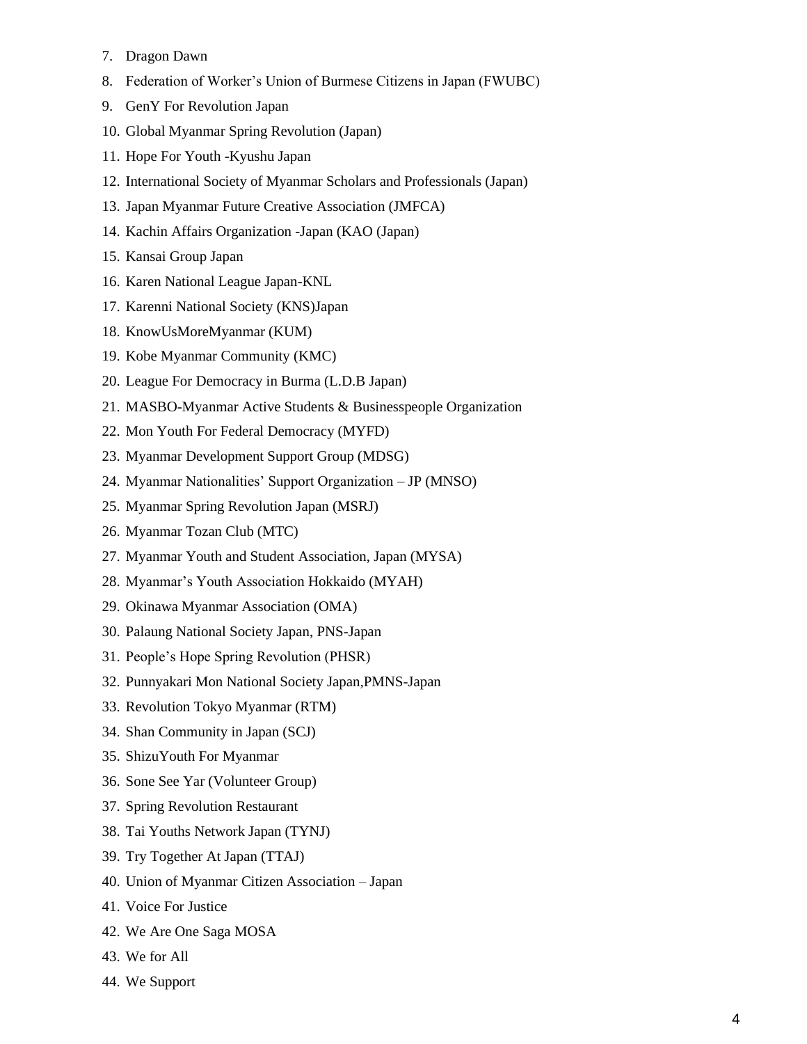7. Dragon Dawn
8. Federation of Worker's Union of Burmese Citizens in Japan (FWUBC)
9. GenY For Revolution Japan
10. Global Myanmar Spring Revolution (Japan)
11. Hope For Youth -Kyushu Japan
12. International Society of Myanmar Scholars and Professionals (Japan)
13. Japan Myanmar Future Creative Association (JMFCA)
14. Kachin Affairs Organization -Japan (KAO (Japan)
15. Kansai Group Japan
16. Karen National League Japan-KNL
17. Karenni National Society (KNS)Japan
18. KnowUsMoreMyanmar (KUM)
19. Kobe Myanmar Community (KMC)
20. League For Democracy in Burma (L.D.B Japan)
21. MASBO-Myanmar Active Students & Businesspeople Organization
22. Mon Youth For Federal Democracy (MYFD)
23. Myanmar Development Support Group (MDSG)
24. Myanmar Nationalities' Support Organization – JP (MNSO)
25. Myanmar Spring Revolution Japan (MSRJ)
26. Myanmar Tozan Club (MTC)
27. Myanmar Youth and Student Association, Japan (MYSA)
28. Myanmar's Youth Association Hokkaido (MYAH)
29. Okinawa Myanmar Association (OMA)
30. Palaung National Society Japan, PNS-Japan
31. People's Hope Spring Revolution (PHSR)
32. Punnyakari Mon National Society Japan,PMNS-Japan
33. Revolution Tokyo Myanmar (RTM)
34. Shan Community in Japan (SCJ)
35. ShizuYouth For Myanmar
36. Sone See Yar (Volunteer Group)
37. Spring Revolution Restaurant
38. Tai Youths Network Japan (TYNJ)
39. Try Together At Japan (TTAJ)
40. Union of Myanmar Citizen Association – Japan
41. Voice For Justice
42. We Are One Saga MOSA
43. We for All
44. We Support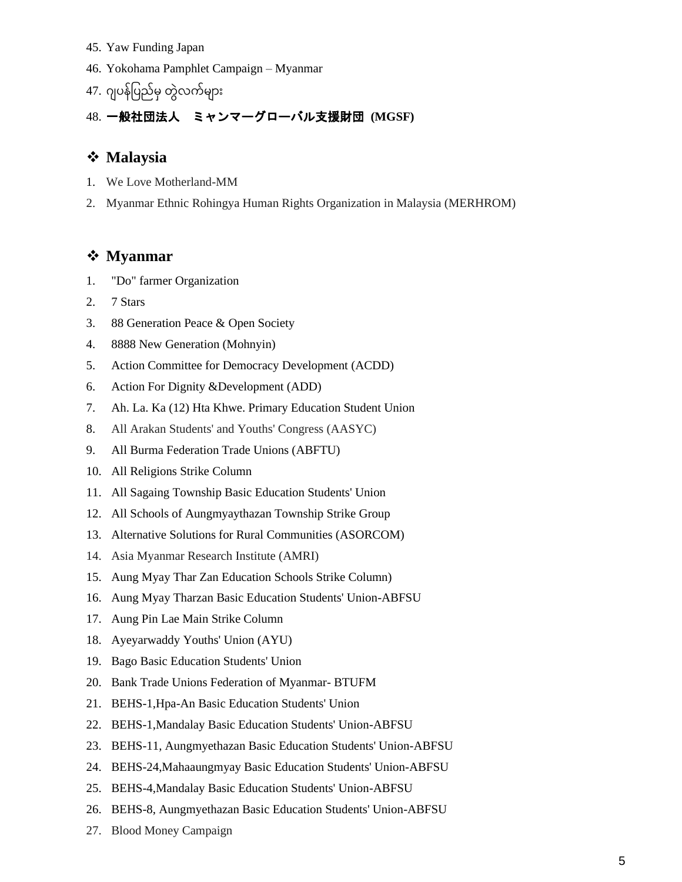45. Yaw Funding Japan
46. Yokohama Pamphlet Campaign – Myanmar
47. ဂျပန်ပြည်မှ တွဲလက်များ
48. **一般社団法人　ミャンマーグローバル支援財団 (MGSF)**

## ❖ Malaysia

1. We Love Motherland-MM
2. Myanmar Ethnic Rohingya Human Rights Organization in Malaysia (MERHROM)

## ❖ Myanmar

1. "Do" farmer Organization
2. 7 Stars
3. 88 Generation Peace & Open Society
4. 8888 New Generation (Mohnyin)
5. Action Committee for Democracy Development (ACDD)
6. Action For Dignity &Development (ADD)
7. Ah. La. Ka (12) Hta Khwe. Primary Education Student Union
8. All Arakan Students' and Youths' Congress (AASYC)
9. All Burma Federation Trade Unions (ABFTU)
10. All Religions Strike Column
11. All Sagaing Township Basic Education Students' Union
12. All Schools of Aungmyaythazan Township Strike Group
13. Alternative Solutions for Rural Communities (ASORCOM)
14. Asia Myanmar Research Institute (AMRI)
15. Aung Myay Thar Zan Education Schools Strike Column)
16. Aung Myay Tharzan Basic Education Students' Union-ABFSU
17. Aung Pin Lae Main Strike Column
18. Ayeyarwaddy Youths' Union (AYU)
19. Bago Basic Education Students' Union
20. Bank Trade Unions Federation of Myanmar- BTUFM
21. BEHS-1,Hpa-An Basic Education Students' Union
22. BEHS-1,Mandalay Basic Education Students' Union-ABFSU
23. BEHS-11, Aungmyethazan Basic Education Students' Union-ABFSU
24. BEHS-24,Mahaaungmyay Basic Education Students' Union-ABFSU
25. BEHS-4,Mandalay Basic Education Students' Union-ABFSU
26. BEHS-8, Aungmyethazan Basic Education Students' Union-ABFSU
27. Blood Money Campaign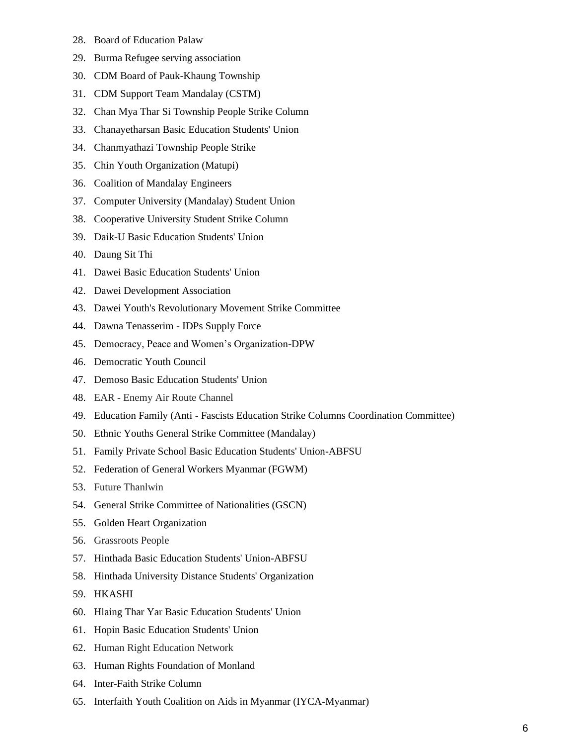28. Board of Education Palaw
29. Burma Refugee serving association
30. CDM Board of Pauk-Khaung Township
31. CDM Support Team Mandalay (CSTM)
32. Chan Mya Thar Si Township People Strike Column
33. Chanayetharsan Basic Education Students' Union
34. Chanmyathazi Township People Strike
35. Chin Youth Organization (Matupi)
36. Coalition of Mandalay Engineers
37. Computer University (Mandalay) Student Union
38. Cooperative University Student Strike Column
39. Daik-U Basic Education Students' Union
40. Daung Sit Thi
41. Dawei Basic Education Students' Union
42. Dawei Development Association
43. Dawei Youth's Revolutionary Movement Strike Committee
44. Dawna Tenasserim - IDPs Supply Force
45. Democracy, Peace and Women's Organization-DPW
46. Democratic Youth Council
47. Demoso Basic Education Students' Union
48. EAR - Enemy Air Route Channel
49. Education Family (Anti - Fascists Education Strike Columns Coordination Committee)
50. Ethnic Youths General Strike Committee (Mandalay)
51. Family Private School Basic Education Students' Union-ABFSU
52. Federation of General Workers Myanmar (FGWM)
53. Future Thanlwin
54. General Strike Committee of Nationalities (GSCN)
55. Golden Heart Organization
56. Grassroots People
57. Hinthada Basic Education Students' Union-ABFSU
58. Hinthada University Distance Students' Organization
59. HKASHI
60. Hlaing Thar Yar Basic Education Students' Union
61. Hopin Basic Education Students' Union
62. Human Right Education Network
63. Human Rights Foundation of Monland
64. Inter-Faith Strike Column
65. Interfaith Youth Coalition on Aids in Myanmar (IYCA-Myanmar)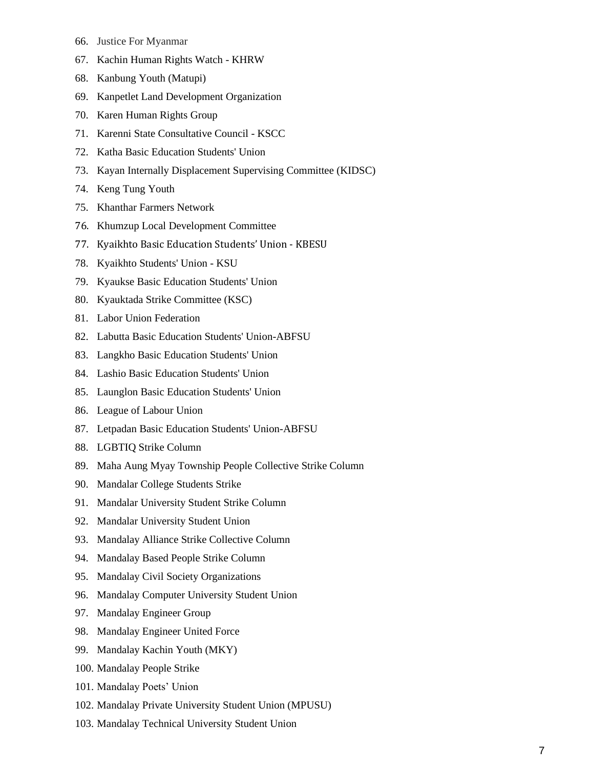66. Justice For Myanmar
67. Kachin Human Rights Watch - KHRW
68. Kanbung Youth (Matupi)
69. Kanpetlet Land Development Organization
70. Karen Human Rights Group
71. Karenni State Consultative Council - KSCC
72. Katha Basic Education Students' Union
73. Kayan Internally Displacement Supervising Committee (KIDSC)
74. Keng Tung Youth
75. Khanthar Farmers Network
76. Khumzup Local Development Committee
77. Kyaikhto Basic Education Students’ Union - KBESU
78. Kyaikhto Students' Union - KSU
79. Kyaukse Basic Education Students' Union
80. Kyauktada Strike Committee (KSC)
81. Labor Union Federation
82. Labutta Basic Education Students' Union-ABFSU
83. Langkho Basic Education Students' Union
84. Lashio Basic Education Students' Union
85. Launglon Basic Education Students' Union
86. League of Labour Union
87. Letpadan Basic Education Students' Union-ABFSU
88. LGBTIQ Strike Column
89. Maha Aung Myay Township People Collective Strike Column
90. Mandalar College Students Strike
91. Mandalar University Student Strike Column
92. Mandalar University Student Union
93. Mandalay Alliance Strike Collective Column
94. Mandalay Based People Strike Column
95. Mandalay Civil Society Organizations
96. Mandalay Computer University Student Union
97. Mandalay Engineer Group
98. Mandalay Engineer United Force
99. Mandalay Kachin Youth (MKY)
100. Mandalay People Strike
101. Mandalay Poets’ Union
102. Mandalay Private University Student Union (MPUSU)
103. Mandalay Technical University Student Union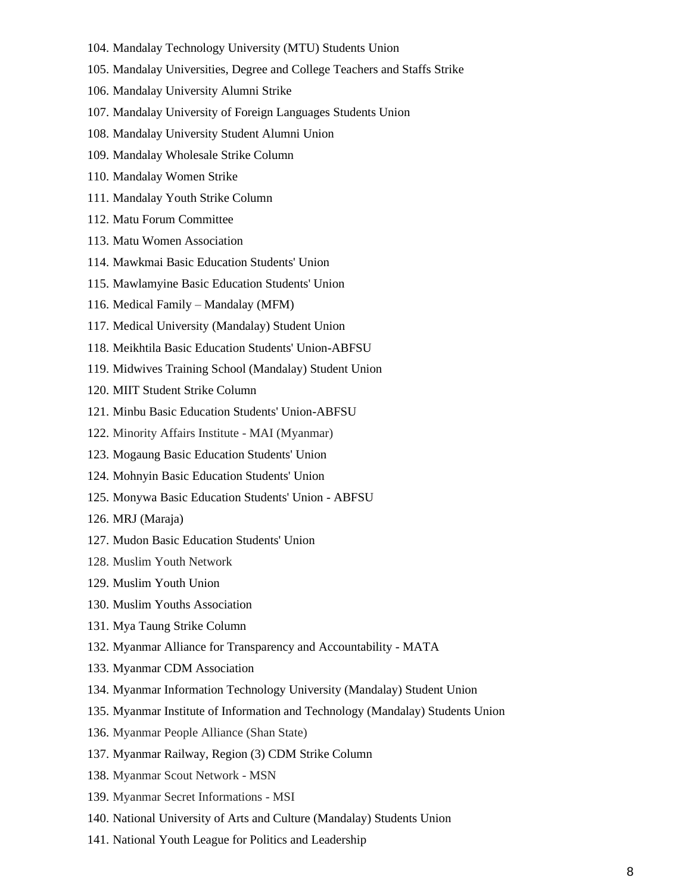104. Mandalay Technology University (MTU) Students Union
105. Mandalay Universities, Degree and College Teachers and Staffs Strike
106. Mandalay University Alumni Strike
107. Mandalay University of Foreign Languages Students Union
108. Mandalay University Student Alumni Union
109. Mandalay Wholesale Strike Column
110. Mandalay Women Strike
111. Mandalay Youth Strike Column
112. Matu Forum Committee
113. Matu Women Association
114. Mawkmai Basic Education Students' Union
115. Mawlamyine Basic Education Students' Union
116. Medical Family – Mandalay (MFM)
117. Medical University (Mandalay) Student Union
118. Meikhtila Basic Education Students' Union-ABFSU
119. Midwives Training School (Mandalay) Student Union
120. MIIT Student Strike Column
121. Minbu Basic Education Students' Union-ABFSU
122. Minority Affairs Institute - MAI (Myanmar)
123. Mogaung Basic Education Students' Union
124. Mohnyin Basic Education Students' Union
125. Monywa Basic Education Students' Union - ABFSU
126. MRJ (Maraja)
127. Mudon Basic Education Students' Union
128. Muslim Youth Network
129. Muslim Youth Union
130. Muslim Youths Association
131. Mya Taung Strike Column
132. Myanmar Alliance for Transparency and Accountability - MATA
133. Myanmar CDM Association
134. Myanmar Information Technology University (Mandalay) Student Union
135. Myanmar Institute of Information and Technology (Mandalay) Students Union
136. Myanmar People Alliance (Shan State)
137. Myanmar Railway, Region (3) CDM Strike Column
138. Myanmar Scout Network - MSN
139. Myanmar Secret Informations - MSI
140. National University of Arts and Culture (Mandalay) Students Union
141. National Youth League for Politics and Leadership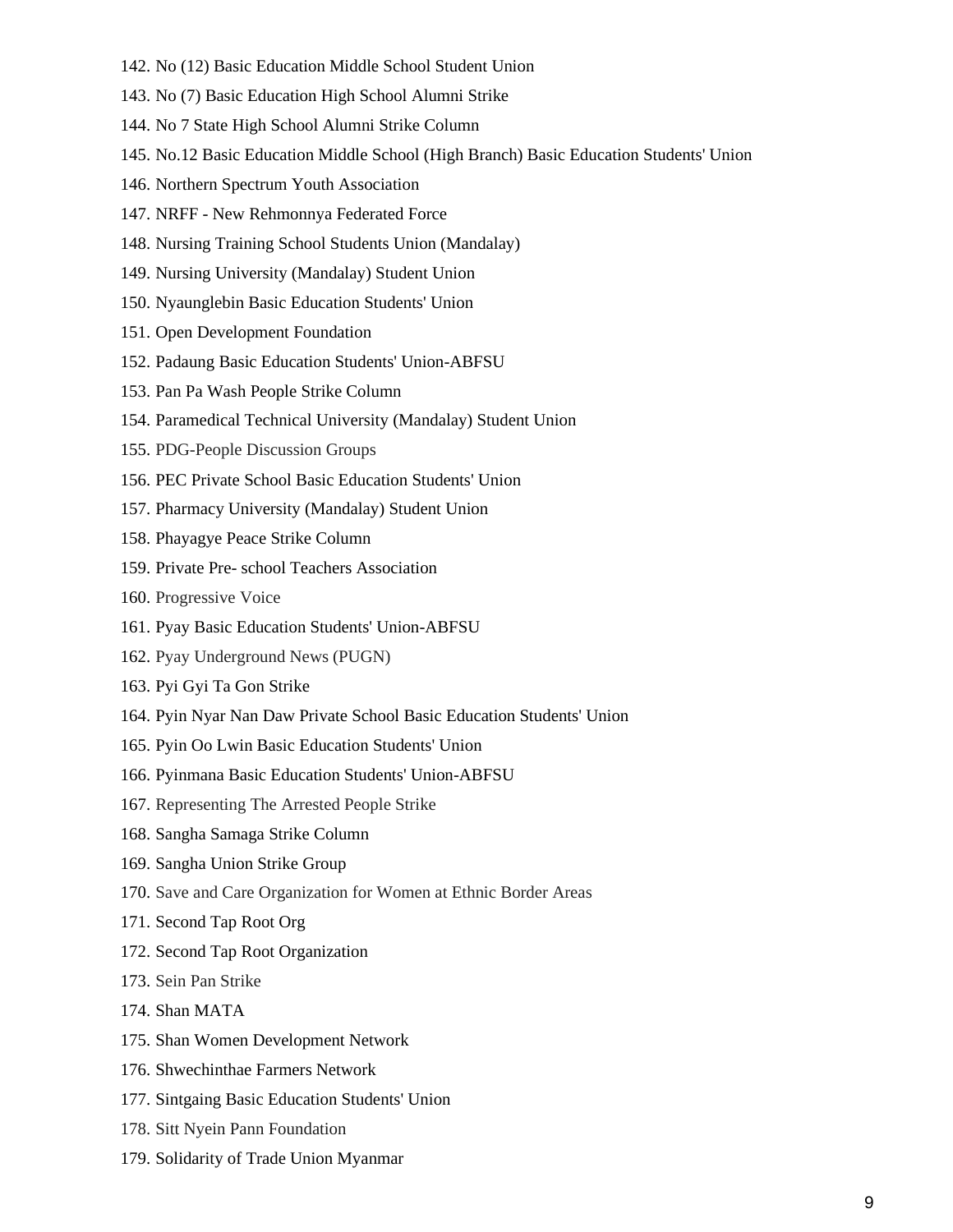142. No (12) Basic Education Middle School Student Union
143. No (7) Basic Education High School Alumni Strike
144. No 7 State High School Alumni Strike Column
145. No.12 Basic Education Middle School (High Branch) Basic Education Students' Union
146. Northern Spectrum Youth Association
147. NRFF - New Rehmonnya Federated Force
148. Nursing Training School Students Union (Mandalay)
149. Nursing University (Mandalay) Student Union
150. Nyaunglebin Basic Education Students' Union
151. Open Development Foundation
152. Padaung Basic Education Students' Union-ABFSU
153. Pan Pa Wash People Strike Column
154. Paramedical Technical University (Mandalay) Student Union
155. PDG-People Discussion Groups
156. PEC Private School Basic Education Students' Union
157. Pharmacy University (Mandalay) Student Union
158. Phayagye Peace Strike Column
159. Private Pre- school Teachers Association
160. Progressive Voice
161. Pyay Basic Education Students' Union-ABFSU
162. Pyay Underground News (PUGN)
163. Pyi Gyi Ta Gon Strike
164. Pyin Nyar Nan Daw Private School Basic Education Students' Union
165. Pyin Oo Lwin Basic Education Students' Union
166. Pyinmana Basic Education Students' Union-ABFSU
167. Representing The Arrested People Strike
168. Sangha Samaga Strike Column
169. Sangha Union Strike Group
170. Save and Care Organization for Women at Ethnic Border Areas
171. Second Tap Root Org
172. Second Tap Root Organization
173. Sein Pan Strike
174. Shan MATA
175. Shan Women Development Network
176. Shwechinthae Farmers Network
177. Sintgaing Basic Education Students' Union
178. Sitt Nyein Pann Foundation
179. Solidarity of Trade Union Myanmar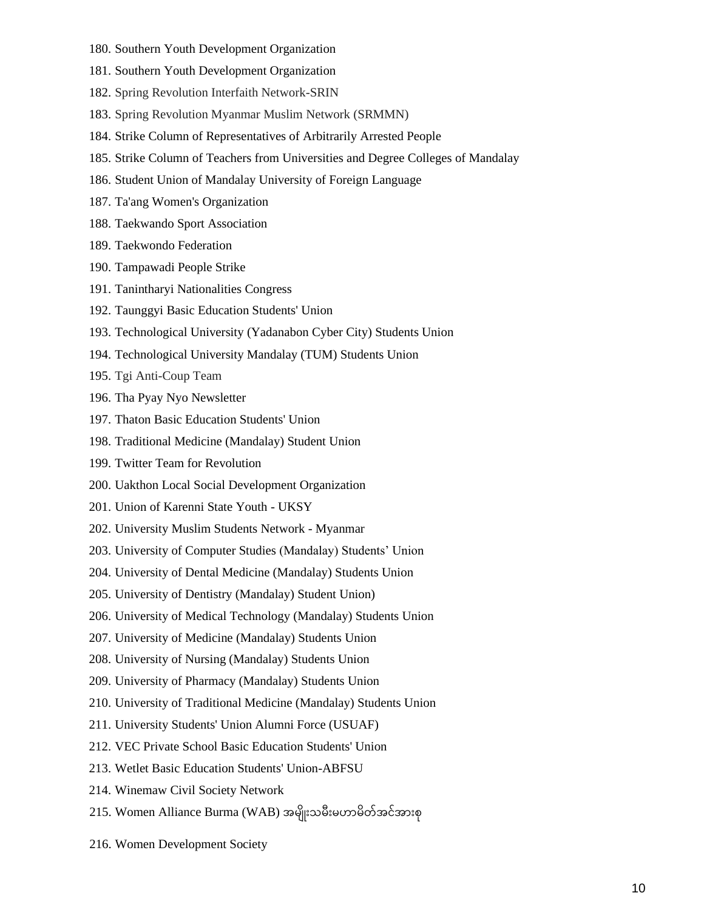180. Southern Youth Development Organization
181. Southern Youth Development Organization
182. Spring Revolution Interfaith Network-SRIN
183. Spring Revolution Myanmar Muslim Network (SRMMN)
184. Strike Column of Representatives of Arbitrarily Arrested People
185. Strike Column of Teachers from Universities and Degree Colleges of Mandalay
186. Student Union of Mandalay University of Foreign Language
187. Ta'ang Women's Organization
188. Taekwando Sport Association
189. Taekwondo Federation
190. Tampawadi People Strike
191. Tanintharyi Nationalities Congress
192. Taunggyi Basic Education Students' Union
193. Technological University (Yadanabon Cyber City) Students Union
194. Technological University Mandalay (TUM) Students Union
195. Tgi Anti-Coup Team
196. Tha Pyay Nyo Newsletter
197. Thaton Basic Education Students' Union
198. Traditional Medicine (Mandalay) Student Union
199. Twitter Team for Revolution
200. Uakthon Local Social Development Organization
201. Union of Karenni State Youth - UKSY
202. University Muslim Students Network - Myanmar
203. University of Computer Studies (Mandalay) Students' Union
204. University of Dental Medicine (Mandalay) Students Union
205. University of Dentistry (Mandalay) Student Union)
206. University of Medical Technology (Mandalay) Students Union
207. University of Medicine (Mandalay) Students Union
208. University of Nursing (Mandalay) Students Union
209. University of Pharmacy (Mandalay) Students Union
210. University of Traditional Medicine (Mandalay) Students Union
211. University Students' Union Alumni Force (USUAF)
212. VEC Private School Basic Education Students' Union
213. Wetlet Basic Education Students' Union-ABFSU
214. Winemaw Civil Society Network
215. Women Alliance Burma (WAB) အမျိုးသမီးမဟာမိတ်အင်အားစု
216. Women Development Society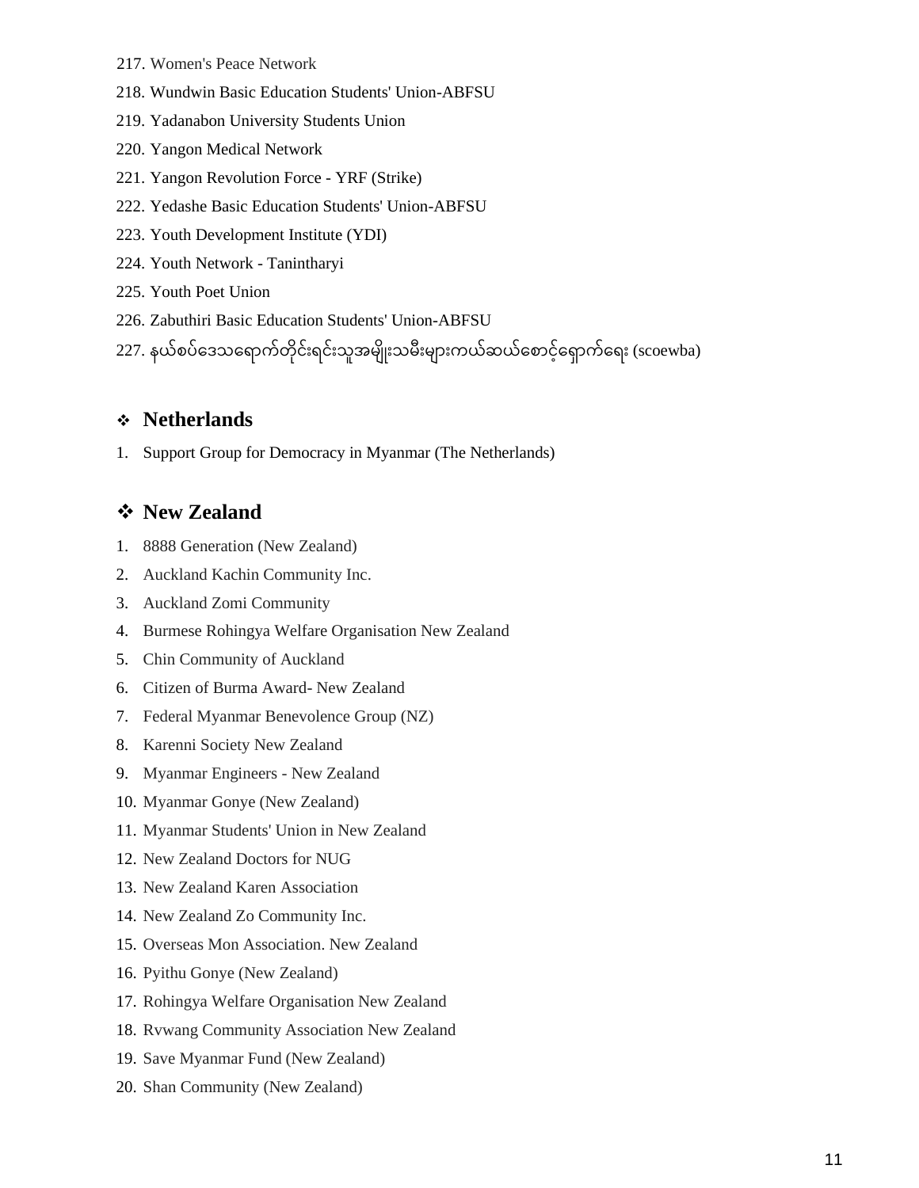217. Women's Peace Network
218. Wundwin Basic Education Students' Union-ABFSU
219. Yadanabon University Students Union
220. Yangon Medical Network
221. Yangon Revolution Force - YRF (Strike)
222. Yedashe Basic Education Students' Union-ABFSU
223. Youth Development Institute (YDI)
224. Youth Network - Tanintharyi
225. Youth Poet Union
226. Zabuthiri Basic Education Students' Union-ABFSU
227. နယ်စပ်ဒေသရောက်တိုင်းရင်းသူအမျိုးသမီးများကယ်ဆယ်စောင့်ရှောက်ရေး (scoewba)

## ❖ Netherlands

1. Support Group for Democracy in Myanmar (The Netherlands)

## ❖ New Zealand

1. 8888 Generation (New Zealand)
2. Auckland Kachin Community Inc.
3. Auckland Zomi Community
4. Burmese Rohingya Welfare Organisation New Zealand
5. Chin Community of Auckland
6. Citizen of Burma Award- New Zealand
7. Federal Myanmar Benevolence Group (NZ)
8. Karenni Society New Zealand
9. Myanmar Engineers - New Zealand
10. Myanmar Gonye (New Zealand)
11. Myanmar Students' Union in New Zealand
12. New Zealand Doctors for NUG
13. New Zealand Karen Association
14. New Zealand Zo Community Inc.
15. Overseas Mon Association. New Zealand
16. Pyithu Gonye (New Zealand)
17. Rohingya Welfare Organisation New Zealand
18. Rvwang Community Association New Zealand
19. Save Myanmar Fund (New Zealand)
20. Shan Community (New Zealand)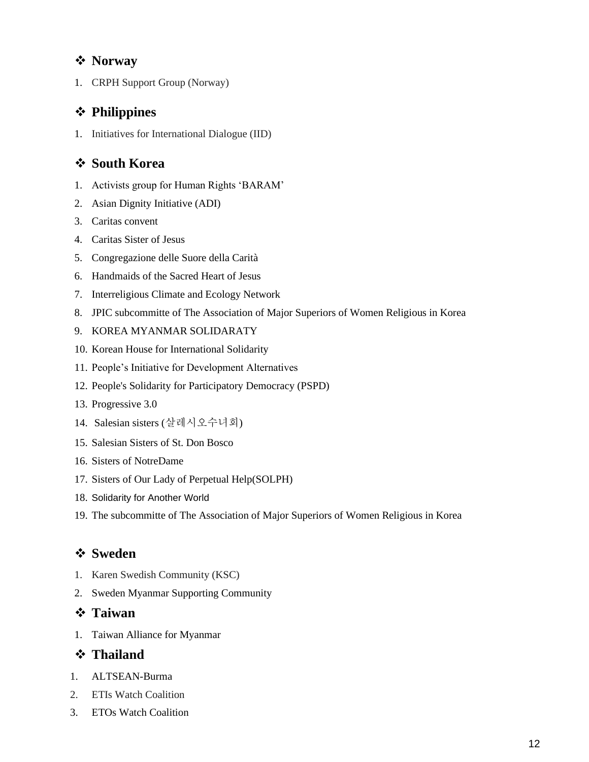## ❖ Norway

1. CRPH Support Group (Norway)

## ❖ Philippines

1. Initiatives for International Dialogue (IID)

## ❖ South Korea

1. Activists group for Human Rights 'BARAM'
2. Asian Dignity Initiative (ADI)
3. Caritas convent
4. Caritas Sister of Jesus
5. Congregazione delle Suore della Carità
6. Handmaids of the Sacred Heart of Jesus
7. Interreligious Climate and Ecology Network
8. JPIC subcommitte of The Association of Major Superiors of Women Religious in Korea
9. KOREA MYANMAR SOLIDARATY
10. Korean House for International Solidarity
11. People's Initiative for Development Alternatives
12. People's Solidarity for Participatory Democracy (PSPD)
13. Progressive 3.0
14. Salesian sisters (살레시오수녀회)
15. Salesian Sisters of St. Don Bosco
16. Sisters of NotreDame
17. Sisters of Our Lady of Perpetual Help(SOLPH)
18. Solidarity for Another World
19. The subcommitte of The Association of Major Superiors of Women Religious in Korea

## ❖ Sweden

1. Karen Swedish Community (KSC)
2. Sweden Myanmar Supporting Community

## ❖ Taiwan

1. Taiwan Alliance for Myanmar

## ❖ Thailand

1. ALTSEAN-Burma
2. ETIs Watch Coalition
3. ETOs Watch Coalition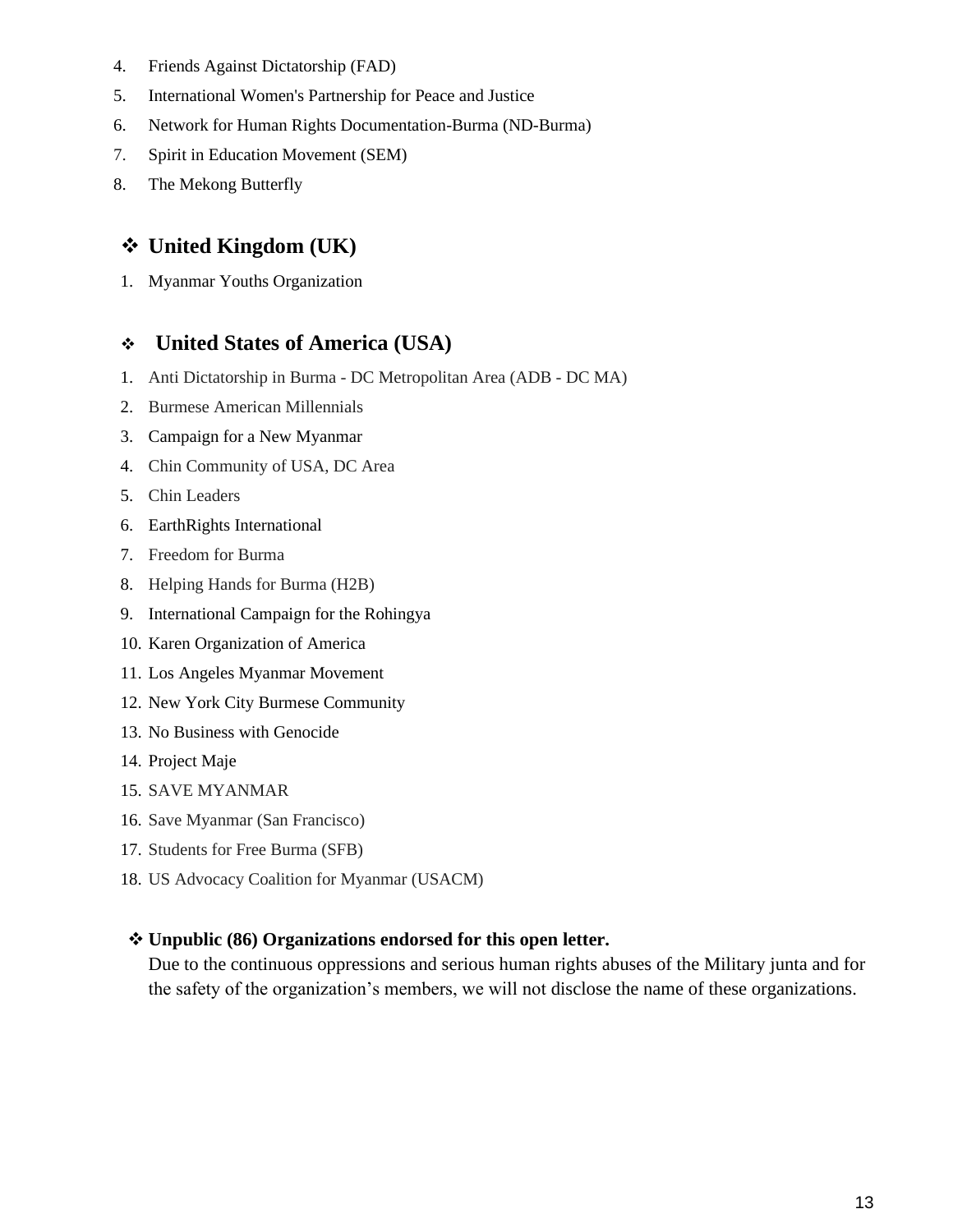4. Friends Against Dictatorship (FAD)
5. International Women's Partnership for Peace and Justice
6. Network for Human Rights Documentation-Burma (ND-Burma)
7. Spirit in Education Movement (SEM)
8. The Mekong Butterfly

## ❖ United Kingdom (UK)

1. Myanmar Youths Organization

## ❖ United States of America (USA)

1. Anti Dictatorship in Burma - DC Metropolitan Area (ADB - DC MA)
2. Burmese American Millennials
3. Campaign for a New Myanmar
4. Chin Community of USA, DC Area
5. Chin Leaders
6. EarthRights International
7. Freedom for Burma
8. Helping Hands for Burma (H2B)
9. International Campaign for the Rohingya
10. Karen Organization of America
11. Los Angeles Myanmar Movement
12. New York City Burmese Community
13. No Business with Genocide
14. Project Maje
15. SAVE MYANMAR
16. Save Myanmar (San Francisco)
17. Students for Free Burma (SFB)
18. US Advocacy Coalition for Myanmar (USACM)

❖ **Unpublic (86) Organizations endorsed for this open letter.**

Due to the continuous oppressions and serious human rights abuses of the Military junta and for the safety of the organization's members, we will not disclose the name of these organizations.